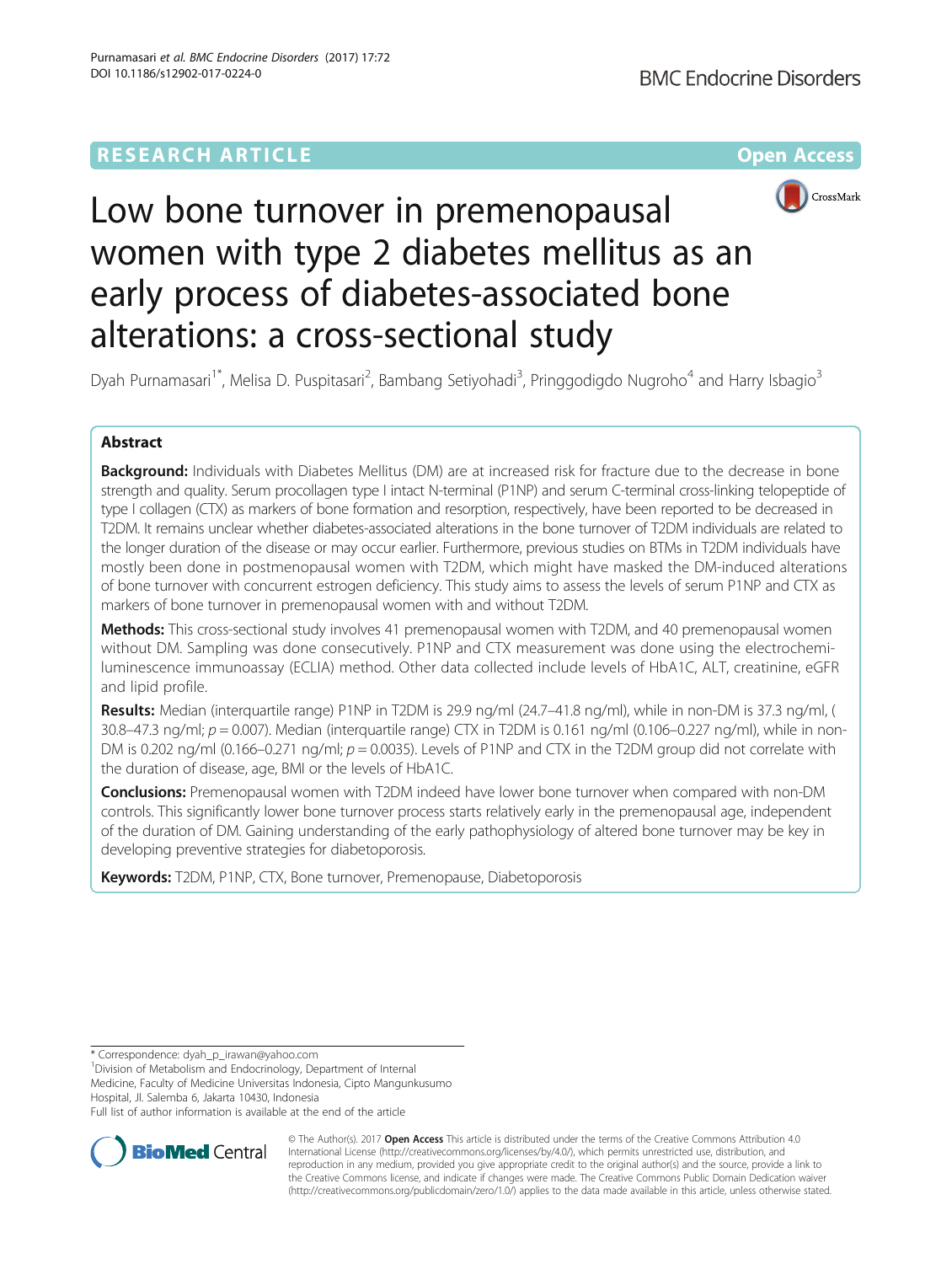RESEARCH ARTICLE

Open Access

# Low bone turnover in premenopausal women with type 2 diabetes mellitus as an early process of diabetes-associated bone alterations: a cross-sectional study

Dyah Purnamasari[1*], Melisa D. Puspitasari[2], Bambang Setiyohadi[3], Pringgodigdo Nugroho[4] and Harry Isbagio[3]

## Abstract

**Background:** Individuals with Diabetes Mellitus (DM) are at increased risk for fracture due to the decrease in bone strength and quality. Serum procollagen type I intact N-terminal (P1NP) and serum C-terminal cross-linking telopeptide of type I collagen (CTX) as markers of bone formation and resorption, respectively, have been reported to be decreased in T2DM. It remains unclear whether diabetes-associated alterations in the bone turnover of T2DM individuals are related to the longer duration of the disease or may occur earlier. Furthermore, previous studies on BTMs in T2DM individuals have mostly been done in postmenopausal women with T2DM, which might have masked the DM-induced alterations of bone turnover with concurrent estrogen deficiency. This study aims to assess the levels of serum P1NP and CTX as markers of bone turnover in premenopausal women with and without T2DM.

**Methods:** This cross-sectional study involves 41 premenopausal women with T2DM, and 40 premenopausal women without DM. Sampling was done consecutively. P1NP and CTX measurement was done using the electrochemiluminescence immunoassay (ECLIA) method. Other data collected include levels of HbA1C, ALT, creatinine, eGFR and lipid profile.

**Results:** Median (interquartile range) P1NP in T2DM is 29.9 ng/ml (24.7–41.8 ng/ml), while in non-DM is 37.3 ng/ml, (30.8–47.3 ng/ml; $p = 0.007$). Median (interquartile range) CTX in T2DM is 0.161 ng/ml (0.106–0.227 ng/ml), while in non-DM is 0.202 ng/ml (0.166–0.271 ng/ml; $p = 0.0035$). Levels of P1NP and CTX in the T2DM group did not correlate with the duration of disease, age, BMI or the levels of HbA1C.

**Conclusions:** Premenopausal women with T2DM indeed have lower bone turnover when compared with non-DM controls. This significantly lower bone turnover process starts relatively early in the premenopausal age, independent of the duration of DM. Gaining understanding of the early pathophysiology of altered bone turnover may be key in developing preventive strategies for diabetoporosis.

**Keywords:** T2DM, P1NP, CTX, Bone turnover, Premenopause, Diabetoporosis

---

* Correspondence: dyah_p_irawan@yahoo.com

[1]Division of Metabolism and Endocrinology, Department of Internal Medicine, Faculty of Medicine Universitas Indonesia, Cipto Mangunkusumo Hospital, Jl. Salemba 6, Jakarta 10430, Indonesia

Full list of author information is available at the end of the article

© The Author(s). 2017 **Open Access** This article is distributed under the terms of the Creative Commons Attribution 4.0 International License (http://creativecommons.org/licenses/by/4.0/), which permits unrestricted use, distribution, and reproduction in any medium, provided you give appropriate credit to the original author(s) and the source, provide a link to the Creative Commons license, and indicate if changes were made. The Creative Commons Public Domain Dedication waiver (http://creativecommons.org/publicdomain/zero/1.0/) applies to the data made available in this article, unless otherwise stated.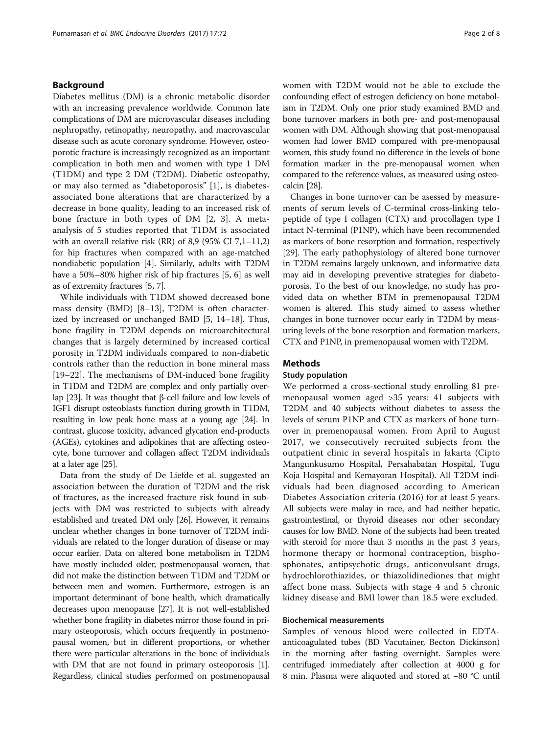## Background

Diabetes mellitus (DM) is a chronic metabolic disorder with an increasing prevalence worldwide. Common late complications of DM are microvascular diseases including nephropathy, retinopathy, neuropathy, and macrovascular disease such as acute coronary syndrome. However, osteoporotic fracture is increasingly recognized as an important complication in both men and women with type 1 DM (T1DM) and type 2 DM (T2DM). Diabetic osteopathy, or may also termed as "diabetoporosis" [1], is diabetes-associated bone alterations that are characterized by a decrease in bone quality, leading to an increased risk of bone fracture in both types of DM [2, 3]. A meta-analysis of 5 studies reported that T1DM is associated with an overall relative risk (RR) of 8,9 (95% CI 7,1–11,2) for hip fractures when compared with an age-matched nondiabetic population [4]. Similarly, adults with T2DM have a 50%–80% higher risk of hip fractures [5, 6] as well as of extremity fractures [5, 7].

While individuals with T1DM showed decreased bone mass density (BMD) [8–13], T2DM is often characterized by increased or unchanged BMD [5, 14–18]. Thus, bone fragility in T2DM depends on microarchitectural changes that is largely determined by increased cortical porosity in T2DM individuals compared to non-diabetic controls rather than the reduction in bone mineral mass [19–22]. The mechanisms of DM-induced bone fragility in T1DM and T2DM are complex and only partially overlap [23]. It was thought that β-cell failure and low levels of IGF1 disrupt osteoblasts function during growth in T1DM, resulting in low peak bone mass at a young age [24]. In contrast, glucose toxicity, advanced glycation end-products (AGEs), cytokines and adipokines that are affecting osteocyte, bone turnover and collagen affect T2DM individuals at a later age [25].

Data from the study of De Liefde et al. suggested an association between the duration of T2DM and the risk of fractures, as the increased fracture risk found in subjects with DM was restricted to subjects with already established and treated DM only [26]. However, it remains unclear whether changes in bone turnover of T2DM individuals are related to the longer duration of disease or may occur earlier. Data on altered bone metabolism in T2DM have mostly included older, postmenopausal women, that did not make the distinction between T1DM and T2DM or between men and women. Furthermore, estrogen is an important determinant of bone health, which dramatically decreases upon menopause [27]. It is not well-established whether bone fragility in diabetes mirror those found in primary osteoporosis, which occurs frequently in postmenopausal women, but in different proportions, or whether there were particular alterations in the bone of individuals with DM that are not found in primary osteoporosis [1]. Regardless, clinical studies performed on postmenopausal women with T2DM would not be able to exclude the confounding effect of estrogen deficiency on bone metabolism in T2DM. Only one prior study examined BMD and bone turnover markers in both pre- and post-menopausal women with DM. Although showing that post-menopausal women had lower BMD compared with pre-menopausal women, this study found no difference in the levels of bone formation marker in the pre-menopausal women when compared to the reference values, as measured using osteocalcin [28].

Changes in bone turnover can be asessed by measurements of serum levels of C-terminal cross-linking telopeptide of type I collagen (CTX) and procollagen type I intact N-terminal (P1NP), which have been recommended as markers of bone resorption and formation, respectively [29]. The early pathophysiology of altered bone turnover in T2DM remains largely unknown, and informative data may aid in developing preventive strategies for diabetoporosis. To the best of our knowledge, no study has provided data on whether BTM in premenopausal T2DM women is altered. This study aimed to assess whether changes in bone turnover occur early in T2DM by measuring levels of the bone resorption and formation markers, CTX and P1NP, in premenopausal women with T2DM.

## Methods

### Study population

We performed a cross-sectional study enrolling 81 premenopausal women aged >35 years: 41 subjects with T2DM and 40 subjects without diabetes to assess the levels of serum P1NP and CTX as markers of bone turnover in premenopausal women. From April to August 2017, we consecutively recruited subjects from the outpatient clinic in several hospitals in Jakarta (Cipto Mangunkusumo Hospital, Persahabatan Hospital, Tugu Koja Hospital and Kemayoran Hospital). All T2DM individuals had been diagnosed according to American Diabetes Association criteria (2016) for at least 5 years. All subjects were malay in race, and had neither hepatic, gastrointestinal, or thyroid diseases nor other secondary causes for low BMD. None of the subjects had been treated with steroid for more than 3 months in the past 3 years, hormone therapy or hormonal contraception, bisphosphonates, antipsychotic drugs, anticonvulsant drugs, hydrochlorothiazides, or thiazolidinediones that might affect bone mass. Subjects with stage 4 and 5 chronic kidney disease and BMI lower than 18.5 were excluded.

### Biochemical measurements

Samples of venous blood were collected in EDTA-anticoagulated tubes (BD Vacutainer, Becton Dickinson) in the morning after fasting overnight. Samples were centrifuged immediately after collection at 4000 g for 8 min. Plasma were aliquoted and stored at −80 °C until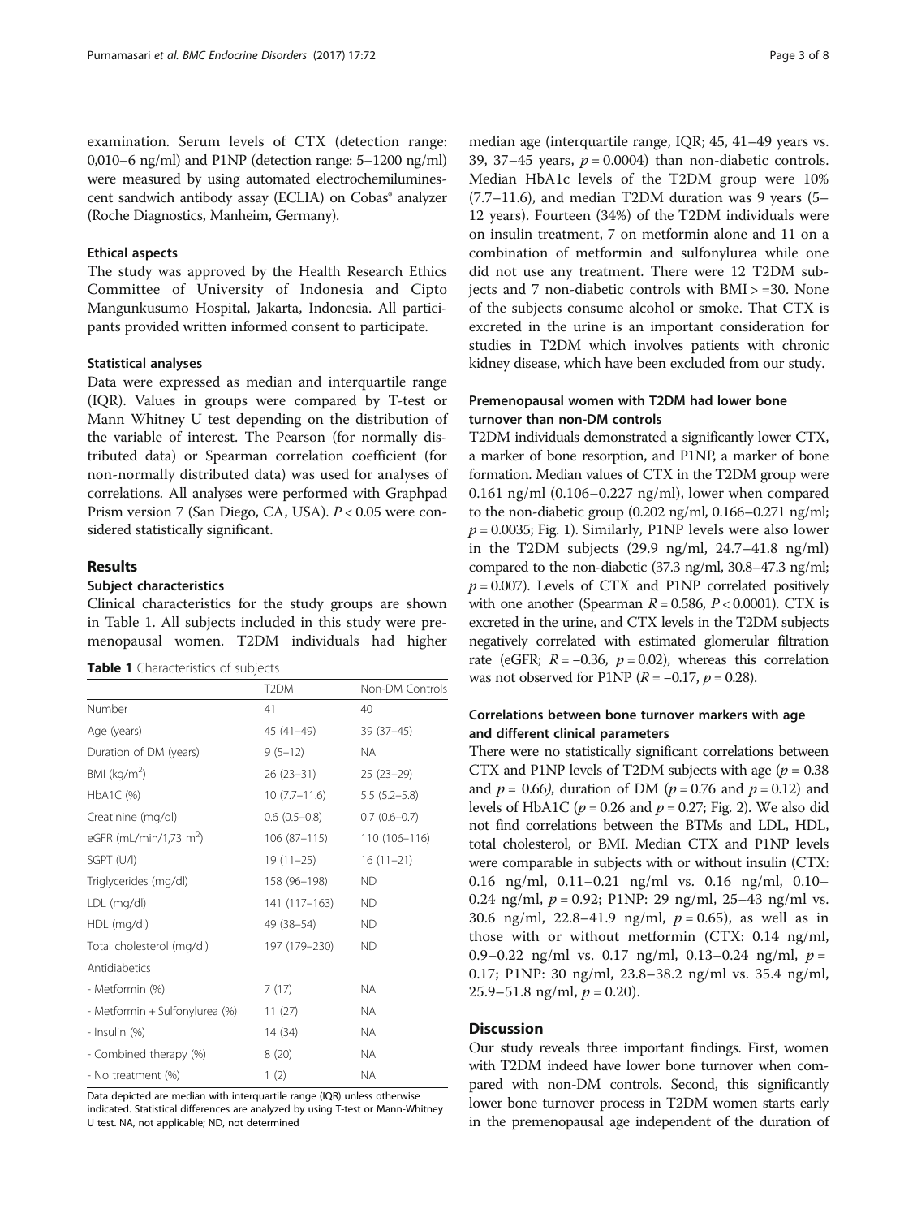examination. Serum levels of CTX (detection range: 0,010–6 ng/ml) and P1NP (detection range: 5–1200 ng/ml) were measured by using automated electrochemiluminescent sandwich antibody assay (ECLIA) on Cobas® analyzer (Roche Diagnostics, Manheim, Germany).

### Ethical aspects

The study was approved by the Health Research Ethics Committee of University of Indonesia and Cipto Mangunkusumo Hospital, Jakarta, Indonesia. All participants provided written informed consent to participate.

### Statistical analyses

Data were expressed as median and interquartile range (IQR). Values in groups were compared by T-test or Mann Whitney U test depending on the distribution of the variable of interest. The Pearson (for normally distributed data) or Spearman correlation coefficient (for non-normally distributed data) was used for analyses of correlations. All analyses were performed with Graphpad Prism version 7 (San Diego, CA, USA). $P < 0.05$ were considered statistically significant.

## Results

### Subject characteristics

Clinical characteristics for the study groups are shown in Table 1. All subjects included in this study were premenopausal women. T2DM individuals had higher median age (interquartile range, IQR; 45, 41–49 years vs. 39, 37–45 years, $p = 0.0004$) than non-diabetic controls. Median HbA1c levels of the T2DM group were 10% (7.7–11.6), and median T2DM duration was 9 years (5–12 years). Fourteen (34%) of the T2DM individuals were on insulin treatment, 7 on metformin alone and 11 on a combination of metformin and sulfonylurea while one did not use any treatment. There were 12 T2DM subjects and 7 non-diabetic controls with BMI > =30. None of the subjects consume alcohol or smoke. That CTX is excreted in the urine is an important consideration for studies in T2DM which involves patients with chronic kidney disease, which have been excluded from our study.

**Table 1** Characteristics of subjects

| | T2DM | Non-DM Controls |
|---|---|---|
| Number | 41 | 40 |
| Age (years) | 45 (41–49) | 39 (37–45) |
| Duration of DM (years) | 9 (5–12) | NA |
| BMI (kg/m$^2$) | 26 (23–31) | 25 (23–29) |
| HbA1C (%) | 10 (7.7–11.6) | 5.5 (5.2–5.8) |
| Creatinine (mg/dl) | 0.6 (0.5–0.8) | 0.7 (0.6–0.7) |
| eGFR (mL/min/1,73 m$^2$) | 106 (87–115) | 110 (106–116) |
| SGPT (U/l) | 19 (11–25) | 16 (11–21) |
| Triglycerides (mg/dl) | 158 (96–198) | ND |
| LDL (mg/dl) | 141 (117–163) | ND |
| HDL (mg/dl) | 49 (38–54) | ND |
| Total cholesterol (mg/dl) | 197 (179–230) | ND |
| Antidiabetics | | |
| - Metformin (%) | 7 (17) | NA |
| - Metformin + Sulfonylurea (%) | 11 (27) | NA |
| - Insulin (%) | 14 (34) | NA |
| - Combined therapy (%) | 8 (20) | NA |
| - No treatment (%) | 1 (2) | NA |

Data depicted are median with interquartile range (IQR) unless otherwise indicated. Statistical differences are analyzed by using T-test or Mann-Whitney U test. NA, not applicable; ND, not determined

### Premenopausal women with T2DM had lower bone turnover than non-DM controls

T2DM individuals demonstrated a significantly lower CTX, a marker of bone resorption, and P1NP, a marker of bone formation. Median values of CTX in the T2DM group were 0.161 ng/ml (0.106–0.227 ng/ml), lower when compared to the non-diabetic group (0.202 ng/ml, 0.166–0.271 ng/ml; $p = 0.0035$; Fig. 1). Similarly, P1NP levels were also lower in the T2DM subjects (29.9 ng/ml, 24.7–41.8 ng/ml) compared to the non-diabetic (37.3 ng/ml, 30.8–47.3 ng/ml; $p = 0.007$). Levels of CTX and P1NP correlated positively with one another (Spearman $R = 0.586$, $P < 0.0001$). CTX is excreted in the urine, and CTX levels in the T2DM subjects negatively correlated with estimated glomerular filtration rate (eGFR; $R = -0.36$, $p = 0.02$), whereas this correlation was not observed for P1NP ($R = -0.17$, $p = 0.28$).

### Correlations between bone turnover markers with age and different clinical parameters

There were no statistically significant correlations between CTX and P1NP levels of T2DM subjects with age ($p = 0.38$ and $p = 0.66$), duration of DM ($p = 0.76$ and $p = 0.12$) and levels of HbA1C ($p = 0.26$ and $p = 0.27$; Fig. 2). We also did not find correlations between the BTMs and LDL, HDL, total cholesterol, or BMI. Median CTX and P1NP levels were comparable in subjects with or without insulin (CTX: 0.16 ng/ml, 0.11–0.21 ng/ml vs. 0.16 ng/ml, 0.10–0.24 ng/ml, $p = 0.92$; P1NP: 29 ng/ml, 25–43 ng/ml vs. 30.6 ng/ml, 22.8–41.9 ng/ml, $p = 0.65$), as well as in those with or without metformin (CTX: 0.14 ng/ml, 0.9–0.22 ng/ml vs. 0.17 ng/ml, 0.13–0.24 ng/ml, $p = 0.17$; P1NP: 30 ng/ml, 23.8–38.2 ng/ml vs. 35.4 ng/ml, 25.9–51.8 ng/ml, $p = 0.20$).

## Discussion

Our study reveals three important findings. First, women with T2DM indeed have lower bone turnover when compared with non-DM controls. Second, this significantly lower bone turnover process in T2DM women starts early in the premenopausal age independent of the duration of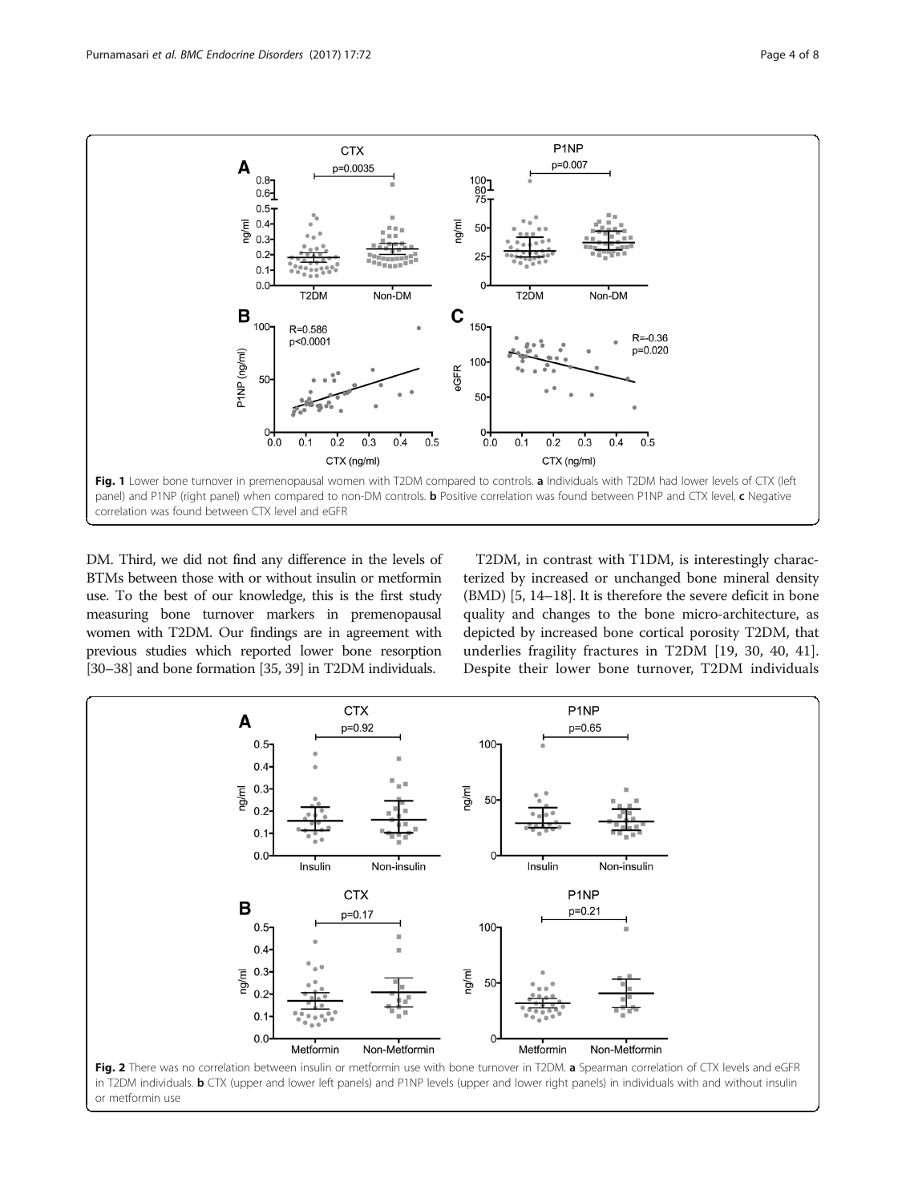Fig. 1 Lower bone turnover in premenopausal women with T2DM compared to controls. **a** Individuals with T2DM had lower levels of CTX (left panel) and P1NP (right panel) when compared to non-DM controls. **b** Positive correlation was found between P1NP and CTX level, **c** Negative correlation was found between CTX level and eGFR

DM. Third, we did not find any difference in the levels of BTMs between those with or without insulin or metformin use. To the best of our knowledge, this is the first study measuring bone turnover markers in premenopausal women with T2DM. Our findings are in agreement with previous studies which reported lower bone resorption [30–38] and bone formation [35, 39] in T2DM individuals.

T2DM, in contrast with T1DM, is interestingly characterized by increased or unchanged bone mineral density (BMD) [5, 14–18]. It is therefore the severe deficit in bone quality and changes to the bone micro-architecture, as depicted by increased bone cortical porosity T2DM, that underlies fragility fractures in T2DM [19, 30, 40, 41]. Despite their lower bone turnover, T2DM individuals

Fig. 2 There was no correlation between insulin or metformin use with bone turnover in T2DM. **a** Spearman correlation of CTX levels and eGFR in T2DM individuals. **b** CTX (upper and lower left panels) and P1NP levels (upper and lower right panels) in individuals with and without insulin or metformin use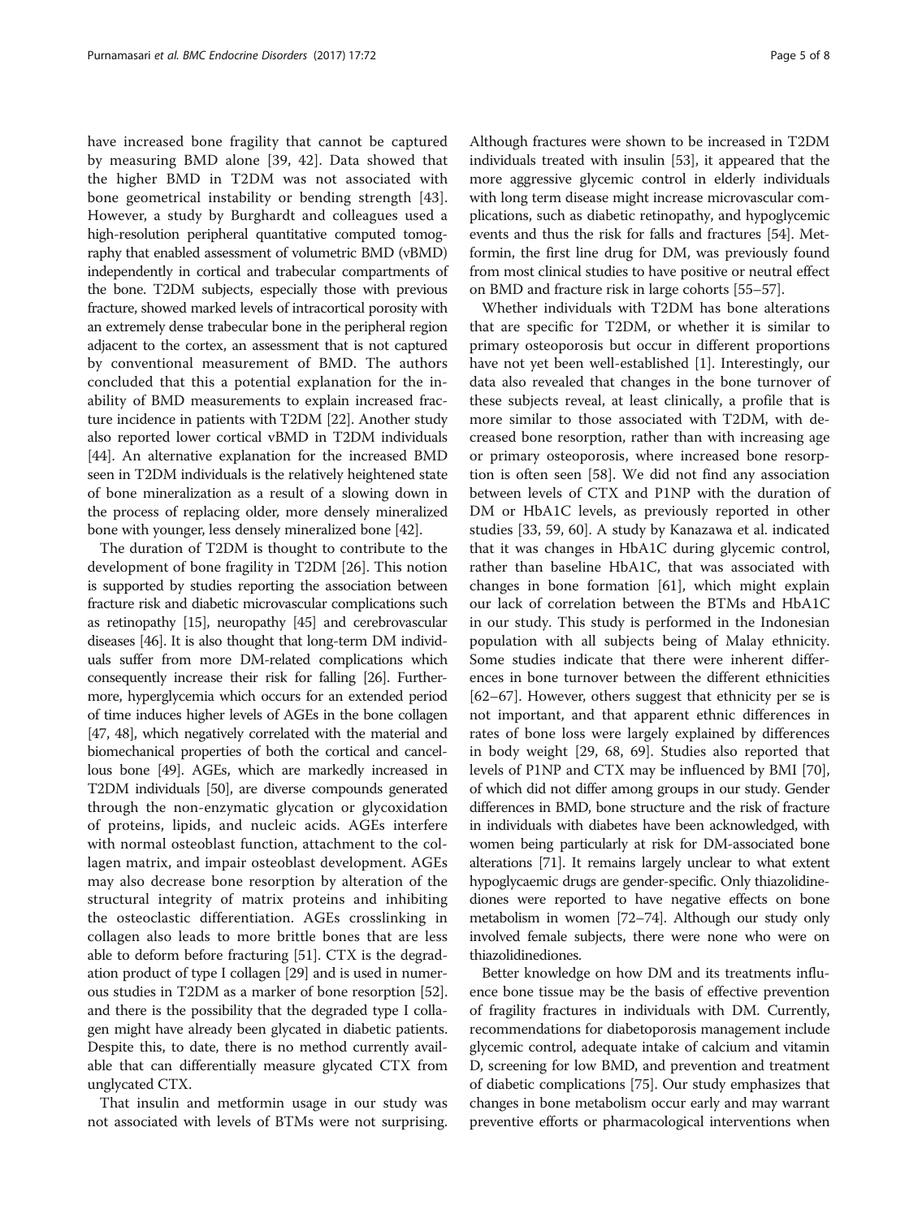have increased bone fragility that cannot be captured by measuring BMD alone [39, 42]. Data showed that the higher BMD in T2DM was not associated with bone geometrical instability or bending strength [43]. However, a study by Burghardt and colleagues used a high-resolution peripheral quantitative computed tomography that enabled assessment of volumetric BMD (vBMD) independently in cortical and trabecular compartments of the bone. T2DM subjects, especially those with previous fracture, showed marked levels of intracortical porosity with an extremely dense trabecular bone in the peripheral region adjacent to the cortex, an assessment that is not captured by conventional measurement of BMD. The authors concluded that this a potential explanation for the inability of BMD measurements to explain increased fracture incidence in patients with T2DM [22]. Another study also reported lower cortical vBMD in T2DM individuals [44]. An alternative explanation for the increased BMD seen in T2DM individuals is the relatively heightened state of bone mineralization as a result of a slowing down in the process of replacing older, more densely mineralized bone with younger, less densely mineralized bone [42].

The duration of T2DM is thought to contribute to the development of bone fragility in T2DM [26]. This notion is supported by studies reporting the association between fracture risk and diabetic microvascular complications such as retinopathy [15], neuropathy [45] and cerebrovascular diseases [46]. It is also thought that long-term DM individuals suffer from more DM-related complications which consequently increase their risk for falling [26]. Furthermore, hyperglycemia which occurs for an extended period of time induces higher levels of AGEs in the bone collagen [47, 48], which negatively correlated with the material and biomechanical properties of both the cortical and cancellous bone [49]. AGEs, which are markedly increased in T2DM individuals [50], are diverse compounds generated through the non-enzymatic glycation or glycoxidation of proteins, lipids, and nucleic acids. AGEs interfere with normal osteoblast function, attachment to the collagen matrix, and impair osteoblast development. AGEs may also decrease bone resorption by alteration of the structural integrity of matrix proteins and inhibiting the osteoclastic differentiation. AGEs crosslinking in collagen also leads to more brittle bones that are less able to deform before fracturing [51]. CTX is the degradation product of type I collagen [29] and is used in numerous studies in T2DM as a marker of bone resorption [52]. and there is the possibility that the degraded type I collagen might have already been glycated in diabetic patients. Despite this, to date, there is no method currently available that can differentially measure glycated CTX from unglycated CTX.

That insulin and metformin usage in our study was not associated with levels of BTMs were not surprising. Although fractures were shown to be increased in T2DM individuals treated with insulin [53], it appeared that the more aggressive glycemic control in elderly individuals with long term disease might increase microvascular complications, such as diabetic retinopathy, and hypoglycemic events and thus the risk for falls and fractures [54]. Metformin, the first line drug for DM, was previously found from most clinical studies to have positive or neutral effect on BMD and fracture risk in large cohorts [55–57].

Whether individuals with T2DM has bone alterations that are specific for T2DM, or whether it is similar to primary osteoporosis but occur in different proportions have not yet been well-established [1]. Interestingly, our data also revealed that changes in the bone turnover of these subjects reveal, at least clinically, a profile that is more similar to those associated with T2DM, with decreased bone resorption, rather than with increasing age or primary osteoporosis, where increased bone resorption is often seen [58]. We did not find any association between levels of CTX and P1NP with the duration of DM or HbA1C levels, as previously reported in other studies [33, 59, 60]. A study by Kanazawa et al. indicated that it was changes in HbA1C during glycemic control, rather than baseline HbA1C, that was associated with changes in bone formation [61], which might explain our lack of correlation between the BTMs and HbA1C in our study. This study is performed in the Indonesian population with all subjects being of Malay ethnicity. Some studies indicate that there were inherent differences in bone turnover between the different ethnicities [62–67]. However, others suggest that ethnicity per se is not important, and that apparent ethnic differences in rates of bone loss were largely explained by differences in body weight [29, 68, 69]. Studies also reported that levels of P1NP and CTX may be influenced by BMI [70], of which did not differ among groups in our study. Gender differences in BMD, bone structure and the risk of fracture in individuals with diabetes have been acknowledged, with women being particularly at risk for DM-associated bone alterations [71]. It remains largely unclear to what extent hypoglycaemic drugs are gender-specific. Only thiazolidinediones were reported to have negative effects on bone metabolism in women [72–74]. Although our study only involved female subjects, there were none who were on thiazolidinediones.

Better knowledge on how DM and its treatments influence bone tissue may be the basis of effective prevention of fragility fractures in individuals with DM. Currently, recommendations for diabetoporosis management include glycemic control, adequate intake of calcium and vitamin D, screening for low BMD, and prevention and treatment of diabetic complications [75]. Our study emphasizes that changes in bone metabolism occur early and may warrant preventive efforts or pharmacological interventions when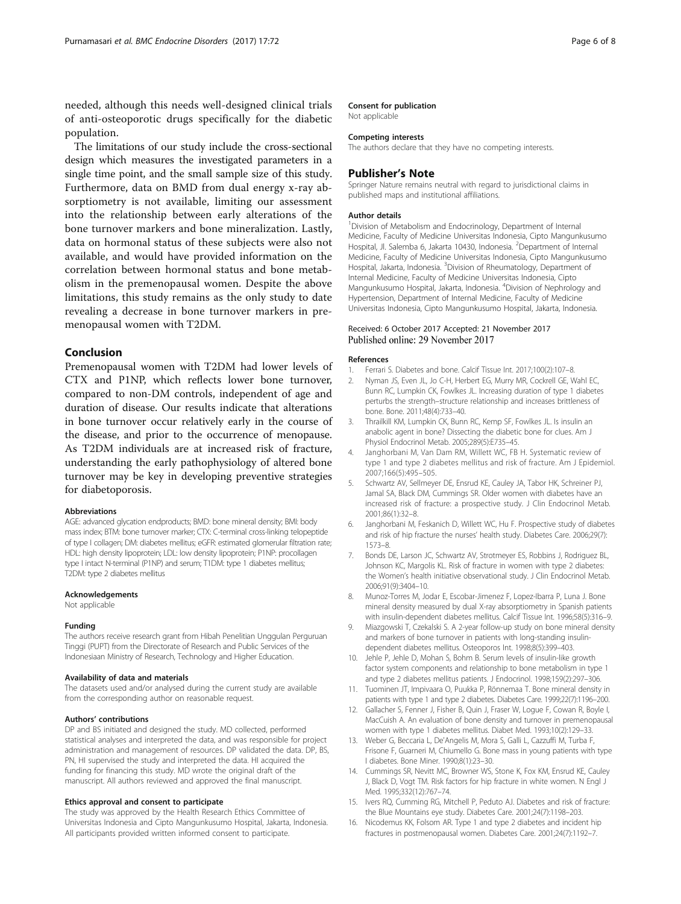needed, although this needs well-designed clinical trials of anti-osteoporotic drugs specifically for the diabetic population.

The limitations of our study include the cross-sectional design which measures the investigated parameters in a single time point, and the small sample size of this study. Furthermore, data on BMD from dual energy x-ray absorptiometry is not available, limiting our assessment into the relationship between early alterations of the bone turnover markers and bone mineralization. Lastly, data on hormonal status of these subjects were also not available, and would have provided information on the correlation between hormonal status and bone metabolism in the premenopausal women. Despite the above limitations, this study remains as the only study to date revealing a decrease in bone turnover markers in premenopausal women with T2DM.

## Conclusion

Premenopausal women with T2DM had lower levels of CTX and P1NP, which reflects lower bone turnover, compared to non-DM controls, independent of age and duration of disease. Our results indicate that alterations in bone turnover occur relatively early in the course of the disease, and prior to the occurrence of menopause. As T2DM individuals are at increased risk of fracture, understanding the early pathophysiology of altered bone turnover may be key in developing preventive strategies for diabetoporosis.

#### Abbreviations

AGE: advanced glycation endproducts; BMD: bone mineral density; BMI: body mass index; BTM: bone turnover marker; CTX: C-terminal cross-linking telopeptide of type I collagen; DM: diabetes mellitus; eGFR: estimated glomerular filtration rate; HDL: high density lipoprotein; LDL: low density lipoprotein; P1NP: procollagen type I intact N-terminal (P1NP) and serum; T1DM: type 1 diabetes mellitus; T2DM: type 2 diabetes mellitus

#### Acknowledgements

Not applicable

#### Funding

The authors receive research grant from Hibah Penelitian Unggulan Perguruan Tinggi (PUPT) from the Directorate of Research and Public Services of the Indonesiaan Ministry of Research, Technology and Higher Education.

#### Availability of data and materials

The datasets used and/or analysed during the current study are available from the corresponding author on reasonable request.

#### Authors' contributions

DP and BS initiated and designed the study. MD collected, performed statistical analyses and interpreted the data, and was responsible for project administration and management of resources. DP validated the data. DP, BS, PN, HI supervised the study and interpreted the data. HI acquired the funding for financing this study. MD wrote the original draft of the manuscript. All authors reviewed and approved the final manuscript.

#### Ethics approval and consent to participate

The study was approved by the Health Research Ethics Committee of Universitas Indonesia and Cipto Mangunkusumo Hospital, Jakarta, Indonesia. All participants provided written informed consent to participate.

#### Consent for publication

Not applicable

#### Competing interests

The authors declare that they have no competing interests.

### Publisher's Note

Springer Nature remains neutral with regard to jurisdictional claims in published maps and institutional affiliations.

#### Author details

[1]Division of Metabolism and Endocrinology, Department of Internal Medicine, Faculty of Medicine Universitas Indonesia, Cipto Mangunkusumo Hospital, Jl. Salemba 6, Jakarta 10430, Indonesia. [2]Department of Internal Medicine, Faculty of Medicine Universitas Indonesia, Cipto Mangunkusumo Hospital, Jakarta, Indonesia. [3]Division of Rheumatology, Department of Internal Medicine, Faculty of Medicine Universitas Indonesia, Cipto Mangunkusumo Hospital, Jakarta, Indonesia. [4]Division of Nephrology and Hypertension, Department of Internal Medicine, Faculty of Medicine Universitas Indonesia, Cipto Mangunkusumo Hospital, Jakarta, Indonesia.

Received: 6 October 2017 Accepted: 21 November 2017
Published online: 29 November 2017

#### References

1. Ferrari S. Diabetes and bone. Calcif Tissue Int. 2017;100(2):107–8.
2. Nyman JS, Even JL, Jo C-H, Herbert EG, Murry MR, Cockrell GE, Wahl EC, Bunn RC, Lumpkin CK, Fowlkes JL. Increasing duration of type 1 diabetes perturbs the strength–structure relationship and increases brittleness of bone. Bone. 2011;48(4):733–40.
3. Thrailkill KM, Lumpkin CK, Bunn RC, Kemp SF, Fowlkes JL. Is insulin an anabolic agent in bone? Dissecting the diabetic bone for clues. Am J Physiol Endocrinol Metab. 2005;289(5):E735–45.
4. Janghorbani M, Van Dam RM, Willett WC, FB H. Systematic review of type 1 and type 2 diabetes mellitus and risk of fracture. Am J Epidemiol. 2007;166(5):495–505.
5. Schwartz AV, Sellmeyer DE, Ensrud KE, Cauley JA, Tabor HK, Schreiner PJ, Jamal SA, Black DM, Cummings SR. Older women with diabetes have an increased risk of fracture: a prospective study. J Clin Endocrinol Metab. 2001;86(1):32–8.
6. Janghorbani M, Feskanich D, Willett WC, Hu F. Prospective study of diabetes and risk of hip fracture the nurses' health study. Diabetes Care. 2006;29(7):1573–8.
7. Bonds DE, Larson JC, Schwartz AV, Strotmeyer ES, Robbins J, Rodriguez BL, Johnson KC, Margolis KL. Risk of fracture in women with type 2 diabetes: the Women's health initiative observational study. J Clin Endocrinol Metab. 2006;91(9):3404–10.
8. Munoz-Torres M, Jodar E, Escobar-Jimenez F, Lopez-Ibarra P, Luna J. Bone mineral density measured by dual X-ray absorptiometry in Spanish patients with insulin-dependent diabetes mellitus. Calcif Tissue Int. 1996;58(5):316–9.
9. Miazgowski T, Czekalski S. A 2-year follow-up study on bone mineral density and markers of bone turnover in patients with long-standing insulin-dependent diabetes mellitus. Osteoporos Int. 1998;8(5):399–403.
10. Jehle P, Jehle D, Mohan S, Bohm B. Serum levels of insulin-like growth factor system components and relationship to bone metabolism in type 1 and type 2 diabetes mellitus patients. J Endocrinol. 1998;159(2):297–306.
11. Tuominen JT, Impivaara O, Puukka P, Rönnemaa T. Bone mineral density in patients with type 1 and type 2 diabetes. Diabetes Care. 1999;22(7):1196–200.
12. Gallacher S, Fenner J, Fisher B, Quin J, Fraser W, Logue F, Cowan R, Boyle I, MacCuish A. An evaluation of bone density and turnover in premenopausal women with type 1 diabetes mellitus. Diabet Med. 1993;10(2):129–33.
13. Weber G, Beccaria L, De'Angelis M, Mora S, Galli L, Cazzuffi M, Turba F, Frisone F, Guarneri M, Chiumello G. Bone mass in young patients with type I diabetes. Bone Miner. 1990;8(1):23–30.
14. Cummings SR, Nevitt MC, Browner WS, Stone K, Fox KM, Ensrud KE, Cauley J, Black D, Vogt TM. Risk factors for hip fracture in white women. N Engl J Med. 1995;332(12):767–74.
15. Ivers RQ, Cumming RG, Mitchell P, Peduto AJ. Diabetes and risk of fracture: the Blue Mountains eye study. Diabetes Care. 2001;24(7):1198–203.
16. Nicodemus KK, Folsom AR. Type 1 and type 2 diabetes and incident hip fractures in postmenopausal women. Diabetes Care. 2001;24(7):1192–7.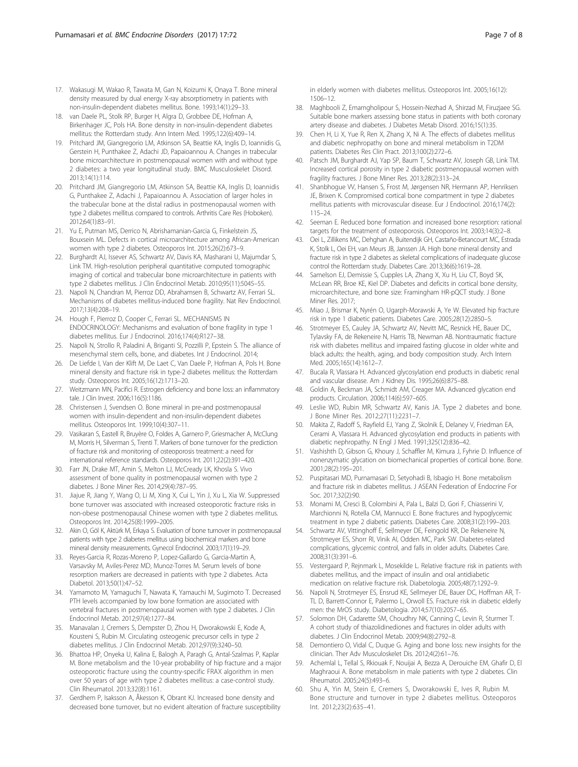17. Wakasugi M, Wakao R, Tawata M, Gan N, Koizumi K, Onaya T. Bone mineral density measured by dual energy X-ray absorptiometry in patients with non-insulin-dependent diabetes mellitus. Bone. 1993;14(1):29–33.
18. van Daele PL, Stolk RP, Burger H, Algra D, Grobbee DE, Hofman A, Birkenhager JC, Pols HA. Bone density in non-insulin-dependent diabetes mellitus: the Rotterdam study. Ann Intern Med. 1995;122(6):409–14.
19. Pritchard JM, Giangregorio LM, Atkinson SA, Beattie KA, Inglis D, Ioannidis G, Gerstein H, Punthakee Z, Adachi JD, Papaioannou A. Changes in trabecular bone microarchitecture in postmenopausal women with and without type 2 diabetes: a two year longitudinal study. BMC Musculoskelet Disord. 2013;14(1):114.
20. Pritchard JM, Giangregorio LM, Atkinson SA, Beattie KA, Inglis D, Ioannidis G, Punthakee Z, Adachi J, Papaioannou A. Association of larger holes in the trabecular bone at the distal radius in postmenopausal women with type 2 diabetes mellitus compared to controls. Arthritis Care Res (Hoboken). 2012;64(1):83–91.
21. Yu E, Putman MS, Derrico N, Abrishamanian-Garcia G, Finkelstein JS, Bouxsein ML. Defects in cortical microarchitecture among African-American women with type 2 diabetes. Osteoporos Int. 2015;26(2):673–9.
22. Burghardt AJ, Issever AS, Schwartz AV, Davis KA, Masharani U, Majumdar S, Link TM. High-resolution peripheral quantitative computed tomographic imaging of cortical and trabecular bone microarchitecture in patients with type 2 diabetes mellitus. J Clin Endocrinol Metab. 2010;95(11):5045–55.
23. Napoli N, Chandran M, Pierroz DD, Abrahamsen B, Schwartz AV, Ferrari SL. Mechanisms of diabetes mellitus-induced bone fragility. Nat Rev Endocrinol. 2017;13(4):208–19.
24. Hough F, Pierroz D, Cooper C, Ferrari SL. MECHANISMS IN ENDOCRINOLOGY: Mechanisms and evaluation of bone fragility in type 1 diabetes mellitus. Eur J Endocrinol. 2016;174(4):R127–38.
25. Napoli N, Strollo R, Paladini A, Briganti SI, Pozzilli P, Epstein S. The alliance of mesenchymal stem cells, bone, and diabetes. Int J Endocrinol. 2014;
26. De Liefde I, Van der Klift M, De Laet C, Van Daele P, Hofman A, Pols H. Bone mineral density and fracture risk in type-2 diabetes mellitus: the Rotterdam study. Osteoporos Int. 2005;16(12):1713–20.
27. Weitzmann MN, Pacifici R. Estrogen deficiency and bone loss: an inflammatory tale. J Clin Invest. 2006;116(5):1186.
28. Christensen J, Svendsen O. Bone mineral in pre-and postmenopausal women with insulin-dependent and non-insulin-dependent diabetes mellitus. Osteoporos Int. 1999;10(4):307–11.
29. Vasikaran S, Eastell R, Bruyère O, Foldes A, Garnero P, Griesmacher A, McClung M, Morris H, Silverman S, Trenti T. Markers of bone turnover for the prediction of fracture risk and monitoring of osteoporosis treatment: a need for international reference standards. Osteoporos Int. 2011;22(2):391–420.
30. Farr JN, Drake MT, Amin S, Melton LJ, McCready LK, Khosla S. Vivo assessment of bone quality in postmenopausal women with type 2 diabetes. J Bone Miner Res. 2014;29(4):787–95.
31. Jiajue R, Jiang Y, Wang O, Li M, Xing X, Cui L, Yin J, Xu L, Xia W. Suppressed bone turnover was associated with increased osteoporotic fracture risks in non-obese postmenopausal Chinese women with type 2 diabetes mellitus. Osteoporos Int. 2014;25(8):1999–2005.
32. Akin O, Göl K, Aktürk M, Erkaya S. Evaluation of bone turnover in postmenopausal patients with type 2 diabetes mellitus using biochemical markers and bone mineral density measurements. Gynecol Endocrinol. 2003;17(1):19–29.
33. Reyes-Garcia R, Rozas-Moreno P, Lopez-Gallardo G, Garcia-Martin A, Varsavsky M, Aviles-Perez MD, Munoz-Torres M. Serum levels of bone resorption markers are decreased in patients with type 2 diabetes. Acta Diabetol. 2013;50(1):47–52.
34. Yamamoto M, Yamaguchi T, Nawata K, Yamauchi M, Sugimoto T. Decreased PTH levels accompanied by low bone formation are associated with vertebral fractures in postmenopausal women with type 2 diabetes. J Clin Endocrinol Metab. 2012;97(4):1277–84.
35. Manavalan J, Cremers S, Dempster D, Zhou H, Dworakowski E, Kode A, Kousteni S, Rubin M. Circulating osteogenic precursor cells in type 2 diabetes mellitus. J Clin Endocrinol Metab. 2012;97(9):3240–50.
36. Bhattoa HP, Onyeka U, Kalina E, Balogh A, Paragh G, Antal-Szalmas P, Kaplar M. Bone metabolism and the 10-year probability of hip fracture and a major osteoporotic fracture using the country-specific FRAX algorithm in men over 50 years of age with type 2 diabetes mellitus: a case-control study. Clin Rheumatol. 2013;32(8):1161.
37. Gerdhem P, Isaksson A, Åkesson K, Obrant KJ. Increased bone density and decreased bone turnover, but no evident alteration of fracture susceptibility in elderly women with diabetes mellitus. Osteoporos Int. 2005;16(12):1506–12.
38. Maghbooli Z, Emamgholipour S, Hossein-Nezhad A, Shirzad M, Firuzjaee SG. Suitable bone markers assessing bone status in patients with coronary artery disease and diabetes. J Diabetes Metab Disord. 2016;15(1):35.
39. Chen H, Li X, Yue R, Ren X, Zhang X, Ni A. The effects of diabetes mellitus and diabetic nephropathy on bone and mineral metabolism in T2DM patients. Diabetes Res Clin Pract. 2013;100(2):272–6.
40. Patsch JM, Burghardt AJ, Yap SP, Baum T, Schwartz AV, Joseph GB, Link TM. Increased cortical porosity in type 2 diabetic postmenopausal women with fragility fractures. J Bone Miner Res. 2013;28(2):313–24.
41. Shanbhogue VV, Hansen S, Frost M, Jørgensen NR, Hermann AP, Henriksen JE, Brixen K. Compromised cortical bone compartment in type 2 diabetes mellitus patients with microvascular disease. Eur J Endocrinol. 2016;174(2):115–24.
42. Seeman E. Reduced bone formation and increased bone resorption: rational targets for the treatment of osteoporosis. Osteoporos Int. 2003;14(3):2–8.
43. Oei L, Zillikens MC, Dehghan A, Buitendijk GH, Castaño-Betancourt MC, Estrada K, Stolk L, Oei EH, van Meurs JB, Janssen JA. High bone mineral density and fracture risk in type 2 diabetes as skeletal complications of inadequate glucose control the Rotterdam study. Diabetes Care. 2013;36(6):1619–28.
44. Samelson EJ, Demissie S, Cupples LA, Zhang X, Xu H, Liu CT, Boyd SK, McLean RR, Broe KE, Kiel DP. Diabetes and deficits in cortical bone density, microarchitecture, and bone size: Framingham HR-pQCT study. J Bone Miner Res. 2017;
45. Miao J, Brismar K, Nyrén O, Ugarph-Morawski A, Ye W. Elevated hip fracture risk in type 1 diabetic patients. Diabetes Care. 2005;28(12):2850–5.
46. Strotmeyer ES, Cauley JA, Schwartz AV, Nevitt MC, Resnick HE, Bauer DC, Tylavsky FA, de Rekeneire N, Harris TB, Newman AB. Nontraumatic fracture risk with diabetes mellitus and impaired fasting glucose in older white and black adults: the health, aging, and body composition study. Arch Intern Med. 2005;165(14):1612–7.
47. Bucala R, Vlassara H. Advanced glycosylation end products in diabetic renal and vascular disease. Am J Kidney Dis. 1995;26(6):875–88.
48. Goldin A, Beckman JA, Schmidt AM, Creager MA. Advanced glycation end products. Circulation. 2006;114(6):597–605.
49. Leslie WD, Rubin MR, Schwartz AV, Kanis JA. Type 2 diabetes and bone. J Bone Miner Res. 2012;27(11):2231–7.
50. Makita Z, Radoff S, Rayfield EJ, Yang Z, Skolnik E, Delaney V, Friedman EA, Cerami A, Vlassara H. Advanced glycosylation end products in patients with diabetic nephropathy. N Engl J Med. 1991;325(12):836–42.
51. Vashishth D, Gibson G, Khoury J, Schaffler M, Kimura J, Fyhrie D. Influence of nonenzymatic glycation on biomechanical properties of cortical bone. Bone. 2001;28(2):195–201.
52. Puspitasari MD, Purnamasari D, Setyohadi B, Isbagio H. Bone metabolism and fracture risk in diabetes mellitus. J ASEAN Federation of Endocrine For Soc. 2017;32(2):90.
53. Monami M, Cresci B, Colombini A, Pala L, Balzi D, Gori F, Chiasserini V, Marchionni N, Rotella CM, Mannucci E. Bone fractures and hypoglycemic treatment in type 2 diabetic patients. Diabetes Care. 2008;31(2):199–203.
54. Schwartz AV, Vittinghoff E, Sellmeyer DE, Feingold KR, De Rekeneire N, Strotmeyer ES, Shorr RI, Vinik AI, Odden MC, Park SW. Diabetes-related complications, glycemic control, and falls in older adults. Diabetes Care. 2008;31(3):391–6.
55. Vestergaard P, Rejnmark L, Mosekilde L. Relative fracture risk in patients with diabetes mellitus, and the impact of insulin and oral antidiabetic medication on relative fracture risk. Diabetologia. 2005;48(7):1292–9.
56. Napoli N, Strotmeyer ES, Ensrud KE, Sellmeyer DE, Bauer DC, Hoffman AR, T-TL D, Barrett-Connor E, Palermo L, Orwoll ES. Fracture risk in diabetic elderly men: the MrOS study. Diabetologia. 2014;57(10):2057–65.
57. Solomon DH, Cadarette SM, Choudhry NK, Canning C, Levin R, Sturmer T. A cohort study of thiazolidinediones and fractures in older adults with diabetes. J Clin Endocrinol Metab. 2009;94(8):2792–8.
58. Demontiero O, Vidal C, Duque G. Aging and bone loss: new insights for the clinician. Ther Adv Musculoskelet Dis. 2012;4(2):61–76.
59. Achemlal L, Tellal S, Rkiouak F, Nouijai A, Bezza A, Derouiche EM, Ghafir D, El Maghraoui A. Bone metabolism in male patients with type 2 diabetes. Clin Rheumatol. 2005;24(5):493–6.
60. Shu A, Yin M, Stein E, Cremers S, Dworakowski E, Ives R, Rubin M. Bone structure and turnover in type 2 diabetes mellitus. Osteoporos Int. 2012;23(2):635–41.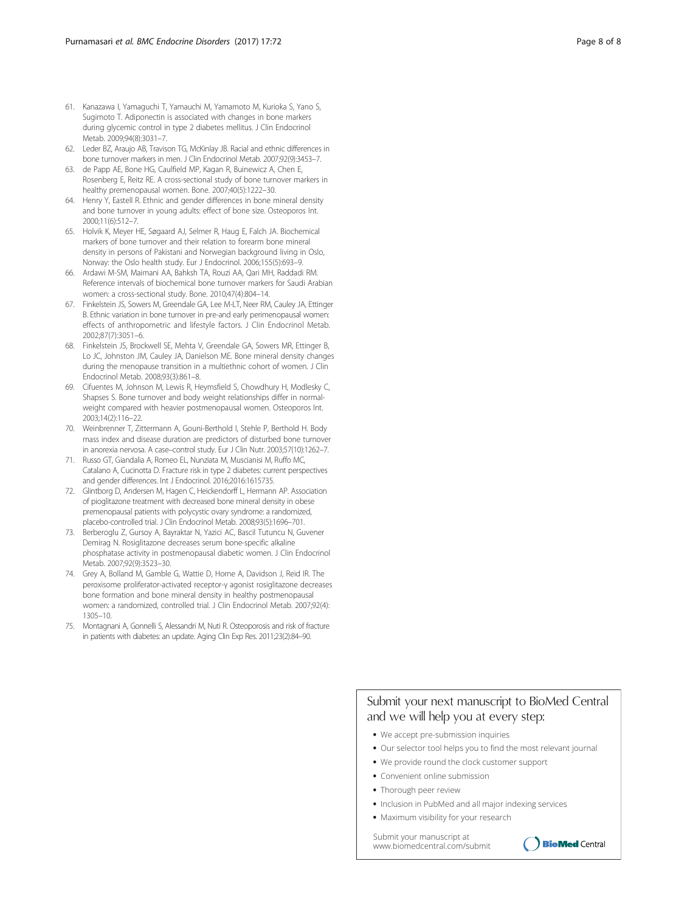61. Kanazawa I, Yamaguchi T, Yamauchi M, Yamamoto M, Kurioka S, Yano S, Sugimoto T. Adiponectin is associated with changes in bone markers during glycemic control in type 2 diabetes mellitus. J Clin Endocrinol Metab. 2009;94(8):3031–7.
62. Leder BZ, Araujo AB, Travison TG, McKinlay JB. Racial and ethnic differences in bone turnover markers in men. J Clin Endocrinol Metab. 2007;92(9):3453–7.
63. de Papp AE, Bone HG, Caulfield MP, Kagan R, Buinewicz A, Chen E, Rosenberg E, Reitz RE. A cross-sectional study of bone turnover markers in healthy premenopausal women. Bone. 2007;40(5):1222–30.
64. Henry Y, Eastell R. Ethnic and gender differences in bone mineral density and bone turnover in young adults: effect of bone size. Osteoporos Int. 2000;11(6):512–7.
65. Holvik K, Meyer HE, Søgaard AJ, Selmer R, Haug E, Falch JA. Biochemical markers of bone turnover and their relation to forearm bone mineral density in persons of Pakistani and Norwegian background living in Oslo, Norway: the Oslo health study. Eur J Endocrinol. 2006;155(5):693–9.
66. Ardawi M-SM, Maimani AA, Bahksh TA, Rouzi AA, Qari MH, Raddadi RM. Reference intervals of biochemical bone turnover markers for Saudi Arabian women: a cross-sectional study. Bone. 2010;47(4):804–14.
67. Finkelstein JS, Sowers M, Greendale GA, Lee M-LT, Neer RM, Cauley JA, Ettinger B. Ethnic variation in bone turnover in pre-and early perimenopausal women: effects of anthropometric and lifestyle factors. J Clin Endocrinol Metab. 2002;87(7):3051–6.
68. Finkelstein JS, Brockwell SE, Mehta V, Greendale GA, Sowers MR, Ettinger B, Lo JC, Johnston JM, Cauley JA, Danielson ME. Bone mineral density changes during the menopause transition in a multiethnic cohort of women. J Clin Endocrinol Metab. 2008;93(3):861–8.
69. Cifuentes M, Johnson M, Lewis R, Heymsfield S, Chowdhury H, Modlesky C, Shapses S. Bone turnover and body weight relationships differ in normal-weight compared with heavier postmenopausal women. Osteoporos Int. 2003;14(2):116–22.
70. Weinbrenner T, Zittermann A, Gouni-Berthold I, Stehle P, Berthold H. Body mass index and disease duration are predictors of disturbed bone turnover in anorexia nervosa. A case–control study. Eur J Clin Nutr. 2003;57(10):1262–7.
71. Russo GT, Giandalia A, Romeo EL, Nunziata M, Muscianisi M, Ruffo MC, Catalano A, Cucinotta D. Fracture risk in type 2 diabetes: current perspectives and gender differences. Int J Endocrinol. 2016;2016:1615735.
72. Glintborg D, Andersen M, Hagen C, Heickendorff L, Hermann AP. Association of pioglitazone treatment with decreased bone mineral density in obese premenopausal patients with polycystic ovary syndrome: a randomized, placebo-controlled trial. J Clin Endocrinol Metab. 2008;93(5):1696–701.
73. Berberoglu Z, Gursoy A, Bayraktar N, Yazici AC, Bascil Tutuncu N, Guvener Demirag N. Rosiglitazone decreases serum bone-specific alkaline phosphatase activity in postmenopausal diabetic women. J Clin Endocrinol Metab. 2007;92(9):3523–30.
74. Grey A, Bolland M, Gamble G, Wattie D, Horne A, Davidson J, Reid IR. The peroxisome proliferator-activated receptor-γ agonist rosiglitazone decreases bone formation and bone mineral density in healthy postmenopausal women: a randomized, controlled trial. J Clin Endocrinol Metab. 2007;92(4):1305–10.
75. Montagnani A, Gonnelli S, Alessandri M, Nuti R. Osteoporosis and risk of fracture in patients with diabetes: an update. Aging Clin Exp Res. 2011;23(2):84–90.

Submit your next manuscript to BioMed Central and we will help you at every step:

- We accept pre-submission inquiries
- Our selector tool helps you to find the most relevant journal
- We provide round the clock customer support
- Convenient online submission
- Thorough peer review
- Inclusion in PubMed and all major indexing services
- Maximum visibility for your research

Submit your manuscript at www.biomedcentral.com/submit